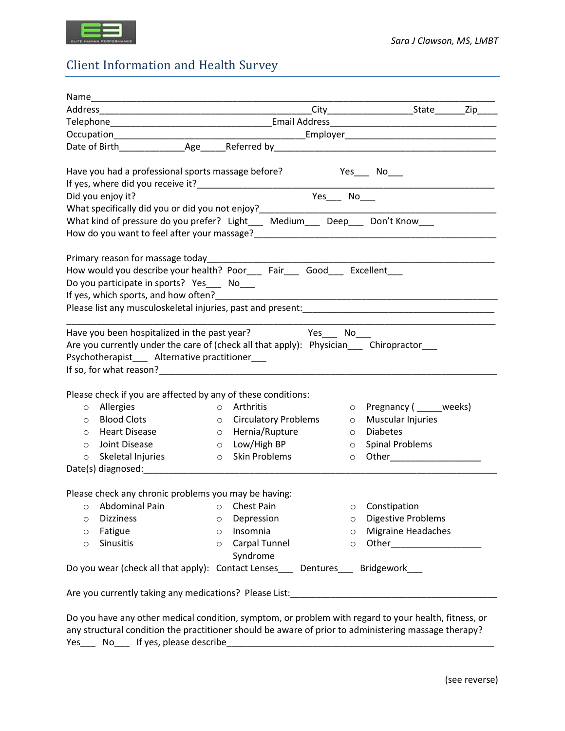Sara J Clawson, MS, LMBT

# Client Information and Health Survey

Name_______________________________________________________________________________
Address___________________________________________City________________State______Zip____
Telephone________________________________Email Address________________________________
Occupation___________________________________Employer______________________________
Date of Birth_____________Age_____Referred by__________________________________________

Have you had a professional sports massage before? Yes___ No___
If yes, where did you receive it?___________________________________________________________
Did you enjoy it? Yes___ No___
What specifically did you or did you not enjoy?_____________________________________________
What kind of pressure do you prefer? Light___ Medium___ Deep___ Don't Know___
How do you want to feel after your massage?_______________________________________________

Primary reason for massage today___________________________________________________________
How would you describe your health? Poor___ Fair___ Good___ Excellent___
Do you participate in sports? Yes___ No___
If yes, which sports, and how often?________________________________________________________
Please list any musculoskeletal injuries, past and present:_____________________________________
___________________________________________________________________________________________

Have you been hospitalized in the past year? Yes___ No___
Are you currently under the care of (check all that apply): Physician___ Chiropractor___
Psychotherapist___ Alternative practitioner___
If so, for what reason?____________________________________________________________________

Please check if you are affected by any of these conditions:

- Allergies
- Blood Clots
- Heart Disease
- Joint Disease
- Skeletal Injuries
- Arthritis
- Circulatory Problems
- Hernia/Rupture
- Low/High BP
- Skin Problems
- Pregnancy ( _____weeks)
- Muscular Injuries
- Diabetes
- Spinal Problems
- Other__________________

Date(s) diagnosed:__________________________________________________________________________

Please check any chronic problems you may be having:

- Abdominal Pain
- Dizziness
- Fatigue
- Sinusitis
- Chest Pain
- Depression
- Insomnia
- Carpal Tunnel Syndrome
- Constipation
- Digestive Problems
- Migraine Headaches
- Other__________________

Do you wear (check all that apply): Contact Lenses___ Dentures___ Bridgework___

Are you currently taking any medications? Please List:__________________________________________

Do you have any other medical condition, symptom, or problem with regard to your health, fitness, or any structural condition the practitioner should be aware of prior to administering massage therapy?
Yes___ No___ If yes, please describe_______________________________________________________

(see reverse)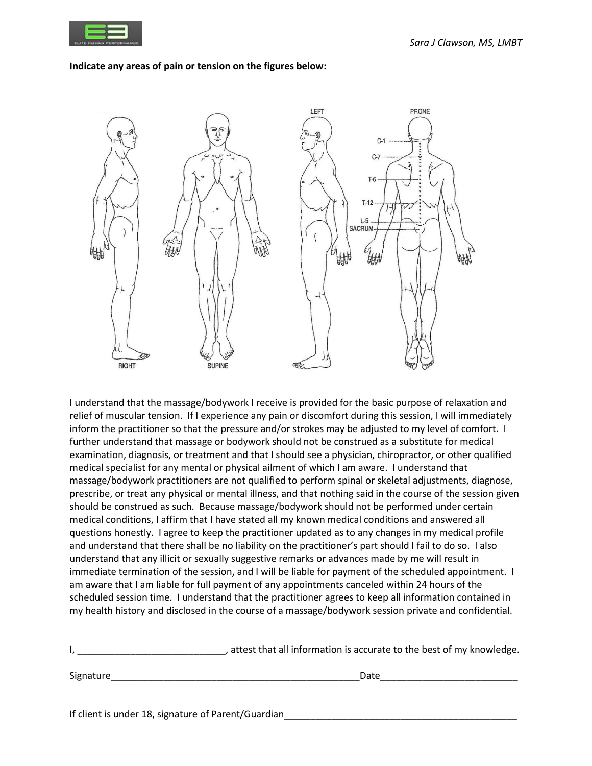**Indicate any areas of pain or tension on the figures below:**

RIGHT

SUPINE

LEFT

PRONE

C-1

C-7

T-6

T-12

L-5

SACRUM

I understand that the massage/bodywork I receive is provided for the basic purpose of relaxation and relief of muscular tension. If I experience any pain or discomfort during this session, I will immediately inform the practitioner so that the pressure and/or strokes may be adjusted to my level of comfort. I further understand that massage or bodywork should not be construed as a substitute for medical examination, diagnosis, or treatment and that I should see a physician, chiropractor, or other qualified medical specialist for any mental or physical ailment of which I am aware. I understand that massage/bodywork practitioners are not qualified to perform spinal or skeletal adjustments, diagnose, prescribe, or treat any physical or mental illness, and that nothing said in the course of the session given should be construed as such. Because massage/bodywork should not be performed under certain medical conditions, I affirm that I have stated all my known medical conditions and answered all questions honestly. I agree to keep the practitioner updated as to any changes in my medical profile and understand that there shall be no liability on the practitioner's part should I fail to do so. I also understand that any illicit or sexually suggestive remarks or advances made by me will result in immediate termination of the session, and I will be liable for payment of the scheduled appointment. I am aware that I am liable for full payment of any appointments canceled within 24 hours of the scheduled session time. I understand that the practitioner agrees to keep all information contained in my health history and disclosed in the course of a massage/bodywork session private and confidential.

I, ____________________________, attest that all information is accurate to the best of my knowledge.

Signature________________________________________________Date__________________________

If client is under 18, signature of Parent/Guardian______________________________________________